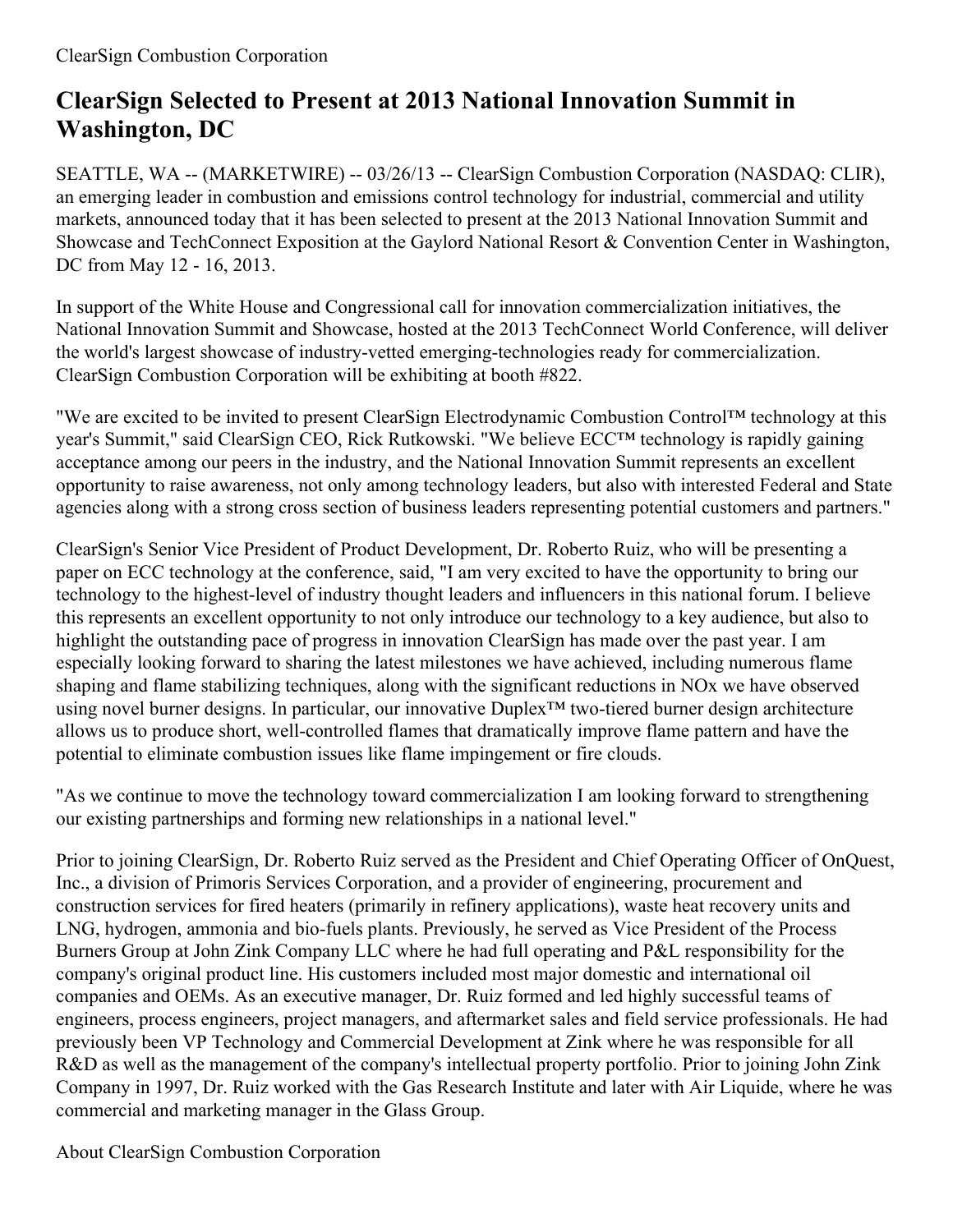ClearSign Combustion Corporation

# ClearSign Selected to Present at 2013 National Innovation Summit in Washington, DC

SEATTLE, WA -- (MARKETWIRE) -- 03/26/13 -- ClearSign Combustion Corporation (NASDAQ: CLIR), an emerging leader in combustion and emissions control technology for industrial, commercial and utility markets, announced today that it has been selected to present at the 2013 National Innovation Summit and Showcase and TechConnect Exposition at the Gaylord National Resort & Convention Center in Washington, DC from May 12 - 16, 2013.

In support of the White House and Congressional call for innovation commercialization initiatives, the National Innovation Summit and Showcase, hosted at the 2013 TechConnect World Conference, will deliver the world's largest showcase of industry-vetted emerging-technologies ready for commercialization. ClearSign Combustion Corporation will be exhibiting at booth #822.

"We are excited to be invited to present ClearSign Electrodynamic Combustion Control™ technology at this year's Summit," said ClearSign CEO, Rick Rutkowski. "We believe ECC™ technology is rapidly gaining acceptance among our peers in the industry, and the National Innovation Summit represents an excellent opportunity to raise awareness, not only among technology leaders, but also with interested Federal and State agencies along with a strong cross section of business leaders representing potential customers and partners."

ClearSign's Senior Vice President of Product Development, Dr. Roberto Ruiz, who will be presenting a paper on ECC technology at the conference, said, "I am very excited to have the opportunity to bring our technology to the highest-level of industry thought leaders and influencers in this national forum. I believe this represents an excellent opportunity to not only introduce our technology to a key audience, but also to highlight the outstanding pace of progress in innovation ClearSign has made over the past year. I am especially looking forward to sharing the latest milestones we have achieved, including numerous flame shaping and flame stabilizing techniques, along with the significant reductions in NOx we have observed using novel burner designs. In particular, our innovative Duplex™ two-tiered burner design architecture allows us to produce short, well-controlled flames that dramatically improve flame pattern and have the potential to eliminate combustion issues like flame impingement or fire clouds.

"As we continue to move the technology toward commercialization I am looking forward to strengthening our existing partnerships and forming new relationships in a national level."

Prior to joining ClearSign, Dr. Roberto Ruiz served as the President and Chief Operating Officer of OnQuest, Inc., a division of Primoris Services Corporation, and a provider of engineering, procurement and construction services for fired heaters (primarily in refinery applications), waste heat recovery units and LNG, hydrogen, ammonia and bio-fuels plants. Previously, he served as Vice President of the Process Burners Group at John Zink Company LLC where he had full operating and P&L responsibility for the company's original product line. His customers included most major domestic and international oil companies and OEMs. As an executive manager, Dr. Ruiz formed and led highly successful teams of engineers, process engineers, project managers, and aftermarket sales and field service professionals. He had previously been VP Technology and Commercial Development at Zink where he was responsible for all R&D as well as the management of the company's intellectual property portfolio. Prior to joining John Zink Company in 1997, Dr. Ruiz worked with the Gas Research Institute and later with Air Liquide, where he was commercial and marketing manager in the Glass Group.

About ClearSign Combustion Corporation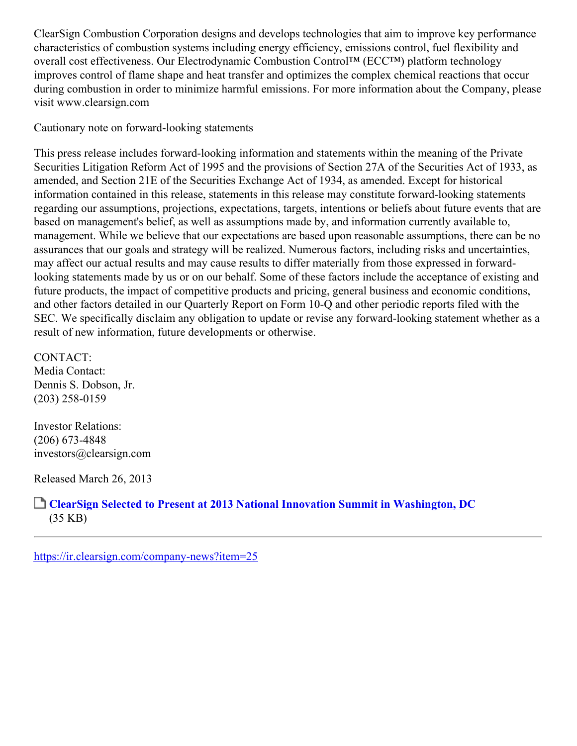ClearSign Combustion Corporation designs and develops technologies that aim to improve key performance characteristics of combustion systems including energy efficiency, emissions control, fuel flexibility and overall cost effectiveness. Our Electrodynamic Combustion Control™ (ECC™) platform technology improves control of flame shape and heat transfer and optimizes the complex chemical reactions that occur during combustion in order to minimize harmful emissions. For more information about the Company, please visit www.clearsign.com

Cautionary note on forward-looking statements

This press release includes forward-looking information and statements within the meaning of the Private Securities Litigation Reform Act of 1995 and the provisions of Section 27A of the Securities Act of 1933, as amended, and Section 21E of the Securities Exchange Act of 1934, as amended. Except for historical information contained in this release, statements in this release may constitute forward-looking statements regarding our assumptions, projections, expectations, targets, intentions or beliefs about future events that are based on management's belief, as well as assumptions made by, and information currently available to, management. While we believe that our expectations are based upon reasonable assumptions, there can be no assurances that our goals and strategy will be realized. Numerous factors, including risks and uncertainties, may affect our actual results and may cause results to differ materially from those expressed in forward-looking statements made by us or on our behalf. Some of these factors include the acceptance of existing and future products, the impact of competitive products and pricing, general business and economic conditions, and other factors detailed in our Quarterly Report on Form 10-Q and other periodic reports filed with the SEC. We specifically disclaim any obligation to update or revise any forward-looking statement whether as a result of new information, future developments or otherwise.

CONTACT:
Media Contact:
Dennis S. Dobson, Jr.
(203) 258-0159

Investor Relations:
(206) 673-4848
investors@clearsign.com

Released March 26, 2013

**ClearSign Selected to Present at 2013 National Innovation Summit in Washington, DC**
(35 KB)

---

https://ir.clearsign.com/company-news?item=25